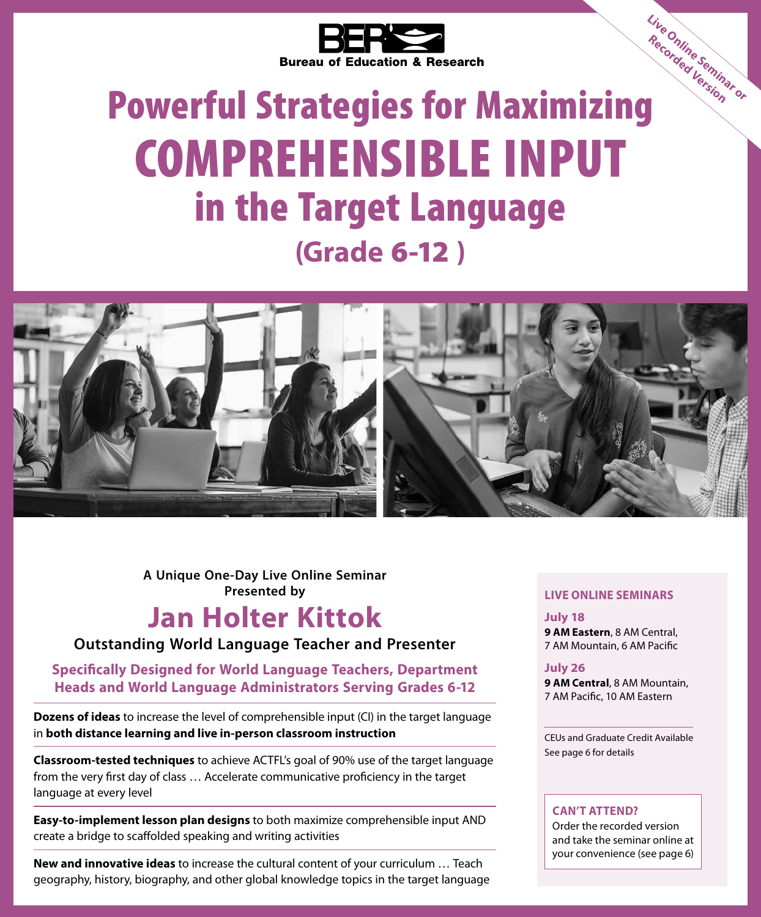BER Bureau of Education & Research

Live Online Seminar or Recorded Version

# Powerful Strategies for Maximizing COMPREHENSIBLE INPUT in the Target Language

## (Grade 6-12 )

**A Unique One-Day Live Online Seminar Presented by**

## Jan Holter Kittok

**Outstanding World Language Teacher and Presenter**

**Specifically Designed for World Language Teachers, Department Heads and World Language Administrators Serving Grades 6-12**

**Dozens of ideas** to increase the level of comprehensible input (CI) in the target language in **both distance learning and live in-person classroom instruction**

**Classroom-tested techniques** to achieve ACTFL's goal of 90% use of the target language from the very first day of class … Accelerate communicative proficiency in the target language at every level

**Easy-to-implement lesson plan designs** to both maximize comprehensible input AND create a bridge to scaffolded speaking and writing activities

**New and innovative ideas** to increase the cultural content of your curriculum … Teach geography, history, biography, and other global knowledge topics in the target language

### LIVE ONLINE SEMINARS

**July 18**
**9 AM Eastern**, 8 AM Central, 7 AM Mountain, 6 AM Pacific

**July 26**
**9 AM Central**, 8 AM Mountain, 7 AM Pacific, 10 AM Eastern

CEUs and Graduate Credit Available
See page 6 for details

**CAN'T ATTEND?**
Order the recorded version and take the seminar online at your convenience (see page 6)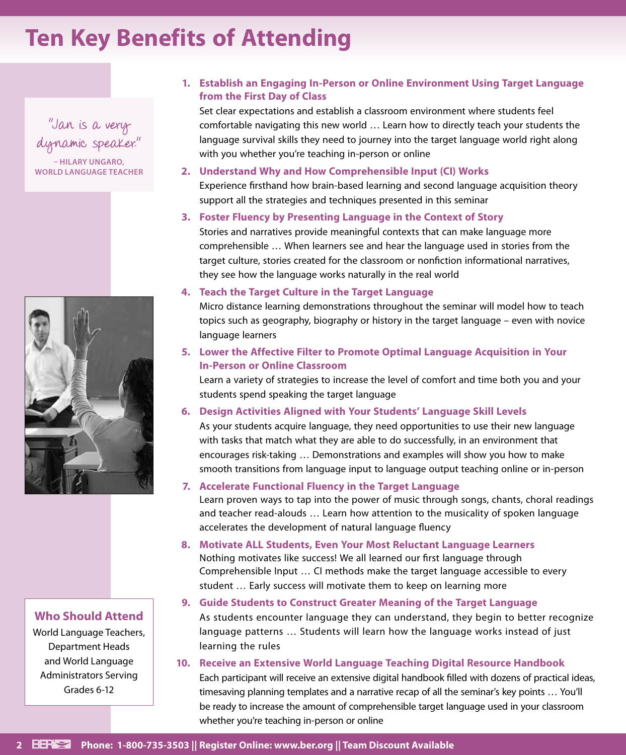# Ten Key Benefits of Attending

"Jan is a very dynamic speaker."

– HILARY UNGARO, WORLD LANGUAGE TEACHER

1. **Establish an Engaging In-Person or Online Environment Using Target Language from the First Day of Class**
   Set clear expectations and establish a classroom environment where students feel comfortable navigating this new world … Learn how to directly teach your students the language survival skills they need to journey into the target language world right along with you whether you're teaching in-person or online

2. **Understand Why and How Comprehensible Input (CI) Works**
   Experience firsthand how brain-based learning and second language acquisition theory support all the strategies and techniques presented in this seminar

3. **Foster Fluency by Presenting Language in the Context of Story**
   Stories and narratives provide meaningful contexts that can make language more comprehensible … When learners see and hear the language used in stories from the target culture, stories created for the classroom or nonfiction informational narratives, they see how the language works naturally in the real world

4. **Teach the Target Culture in the Target Language**
   Micro distance learning demonstrations throughout the seminar will model how to teach topics such as geography, biography or history in the target language – even with novice language learners

5. **Lower the Affective Filter to Promote Optimal Language Acquisition in Your In-Person or Online Classroom**
   Learn a variety of strategies to increase the level of comfort and time both you and your students spend speaking the target language

6. **Design Activities Aligned with Your Students' Language Skill Levels**
   As your students acquire language, they need opportunities to use their new language with tasks that match what they are able to do successfully, in an environment that encourages risk-taking … Demonstrations and examples will show you how to make smooth transitions from language input to language output teaching online or in-person

7. **Accelerate Functional Fluency in the Target Language**
   Learn proven ways to tap into the power of music through songs, chants, choral readings and teacher read-alouds … Learn how attention to the musicality of spoken language accelerates the development of natural language fluency

8. **Motivate ALL Students, Even Your Most Reluctant Language Learners**
   Nothing motivates like success! We all learned our first language through Comprehensible Input … CI methods make the target language accessible to every student … Early success will motivate them to keep on learning more

9. **Guide Students to Construct Greater Meaning of the Target Language**
   As students encounter language they can understand, they begin to better recognize language patterns … Students will learn how the language works instead of just learning the rules

10. **Receive an Extensive World Language Teaching Digital Resource Handbook**
    Each participant will receive an extensive digital handbook filled with dozens of practical ideas, timesaving planning templates and a narrative recap of all the seminar's key points … You'll be ready to increase the amount of comprehensible target language used in your classroom whether you're teaching in-person or online

## Who Should Attend

World Language Teachers, Department Heads and World Language Administrators Serving Grades 6-12

Phone: 1-800-735-3503 || Register Online: www.ber.org || Team Discount Available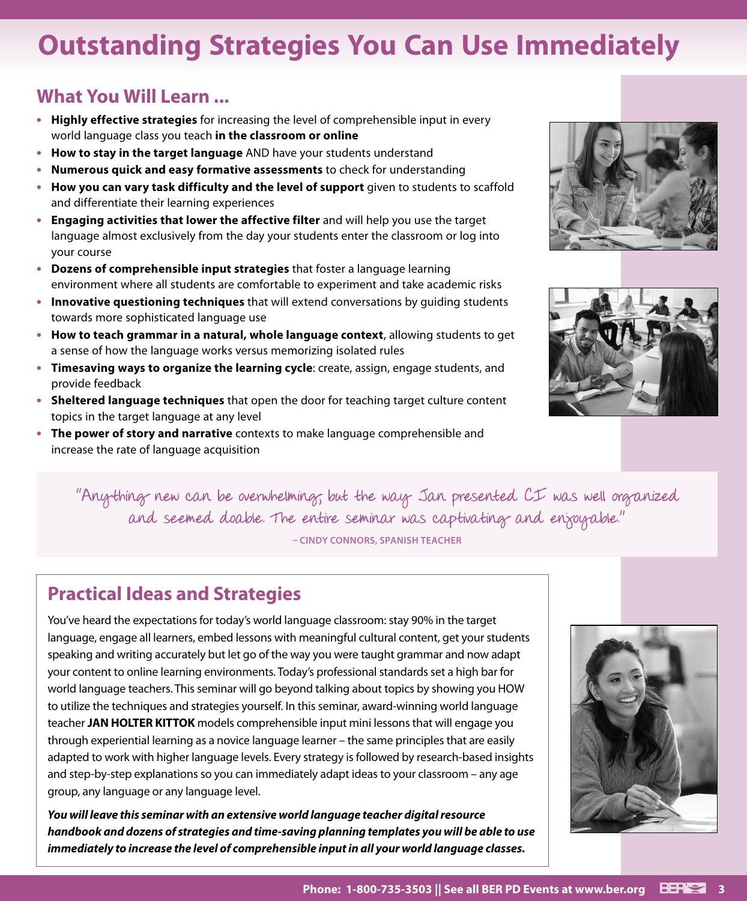# Outstanding Strategies You Can Use Immediately

## What You Will Learn ...

- **Highly effective strategies** for increasing the level of comprehensible input in every world language class you teach **in the classroom or online**
- **How to stay in the target language** AND have your students understand
- **Numerous quick and easy formative assessments** to check for understanding
- **How you can vary task difficulty and the level of support** given to students to scaffold and differentiate their learning experiences
- **Engaging activities that lower the affective filter** and will help you use the target language almost exclusively from the day your students enter the classroom or log into your course
- **Dozens of comprehensible input strategies** that foster a language learning environment where all students are comfortable to experiment and take academic risks
- **Innovative questioning techniques** that will extend conversations by guiding students towards more sophisticated language use
- **How to teach grammar in a natural, whole language context**, allowing students to get a sense of how the language works versus memorizing isolated rules
- **Timesaving ways to organize the learning cycle**: create, assign, engage students, and provide feedback
- **Sheltered language techniques** that open the door for teaching target culture content topics in the target language at any level
- **The power of story and narrative** contexts to make language comprehensible and increase the rate of language acquisition

"Anything new can be overwhelming, but the way Jan presented CI was well organized and seemed doable. The entire seminar was captivating and enjoyable."

– **CINDY CONNORS, SPANISH TEACHER**

## Practical Ideas and Strategies

You've heard the expectations for today's world language classroom: stay 90% in the target language, engage all learners, embed lessons with meaningful cultural content, get your students speaking and writing accurately but let go of the way you were taught grammar and now adapt your content to online learning environments. Today's professional standards set a high bar for world language teachers. This seminar will go beyond talking about topics by showing you HOW to utilize the techniques and strategies yourself. In this seminar, award-winning world language teacher **JAN HOLTER KITTOK** models comprehensible input mini lessons that will engage you through experiential learning as a novice language learner – the same principles that are easily adapted to work with higher language levels. Every strategy is followed by research-based insights and step-by-step explanations so you can immediately adapt ideas to your classroom – any age group, any language or any language level.

***You will leave this seminar with an extensive world language teacher digital resource handbook and dozens of strategies and time-saving planning templates you will be able to use immediately to increase the level of comprehensible input in all your world language classes.***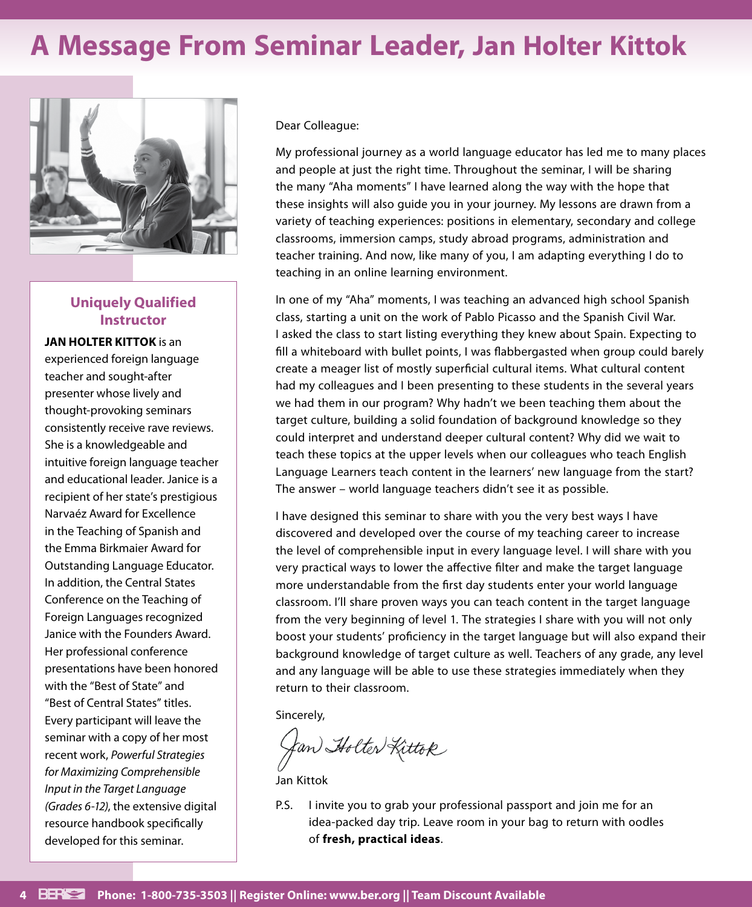# A Message From Seminar Leader, Jan Holter Kittok

### Uniquely Qualified Instructor

**JAN HOLTER KITTOK** is an experienced foreign language teacher and sought-after presenter whose lively and thought-provoking seminars consistently receive rave reviews. She is a knowledgeable and intuitive foreign language teacher and educational leader. Janice is a recipient of her state's prestigious Narvaéz Award for Excellence in the Teaching of Spanish and the Emma Birkmaier Award for Outstanding Language Educator. In addition, the Central States Conference on the Teaching of Foreign Languages recognized Janice with the Founders Award. Her professional conference presentations have been honored with the "Best of State" and "Best of Central States" titles. Every participant will leave the seminar with a copy of her most recent work, *Powerful Strategies for Maximizing Comprehensible Input in the Target Language (Grades 6-12)*, the extensive digital resource handbook specifically developed for this seminar.

Dear Colleague:

My professional journey as a world language educator has led me to many places and people at just the right time. Throughout the seminar, I will be sharing the many "Aha moments" I have learned along the way with the hope that these insights will also guide you in your journey. My lessons are drawn from a variety of teaching experiences: positions in elementary, secondary and college classrooms, immersion camps, study abroad programs, administration and teacher training. And now, like many of you, I am adapting everything I do to teaching in an online learning environment.

In one of my "Aha" moments, I was teaching an advanced high school Spanish class, starting a unit on the work of Pablo Picasso and the Spanish Civil War. I asked the class to start listing everything they knew about Spain. Expecting to fill a whiteboard with bullet points, I was flabbergasted when group could barely create a meager list of mostly superficial cultural items. What cultural content had my colleagues and I been presenting to these students in the several years we had them in our program? Why hadn't we been teaching them about the target culture, building a solid foundation of background knowledge so they could interpret and understand deeper cultural content? Why did we wait to teach these topics at the upper levels when our colleagues who teach English Language Learners teach content in the learners' new language from the start? The answer – world language teachers didn't see it as possible.

I have designed this seminar to share with you the very best ways I have discovered and developed over the course of my teaching career to increase the level of comprehensible input in every language level. I will share with you very practical ways to lower the affective filter and make the target language more understandable from the first day students enter your world language classroom. I'll share proven ways you can teach content in the target language from the very beginning of level 1. The strategies I share with you will not only boost your students' proficiency in the target language but will also expand their background knowledge of target culture as well. Teachers of any grade, any level and any language will be able to use these strategies immediately when they return to their classroom.

Sincerely,

Jan Holter Kittok

Jan Kittok

P.S. I invite you to grab your professional passport and join me for an idea-packed day trip. Leave room in your bag to return with oodles of **fresh, practical ideas**.

**Phone: 1-800-735-3503 || Register Online: www.ber.org || Team Discount Available**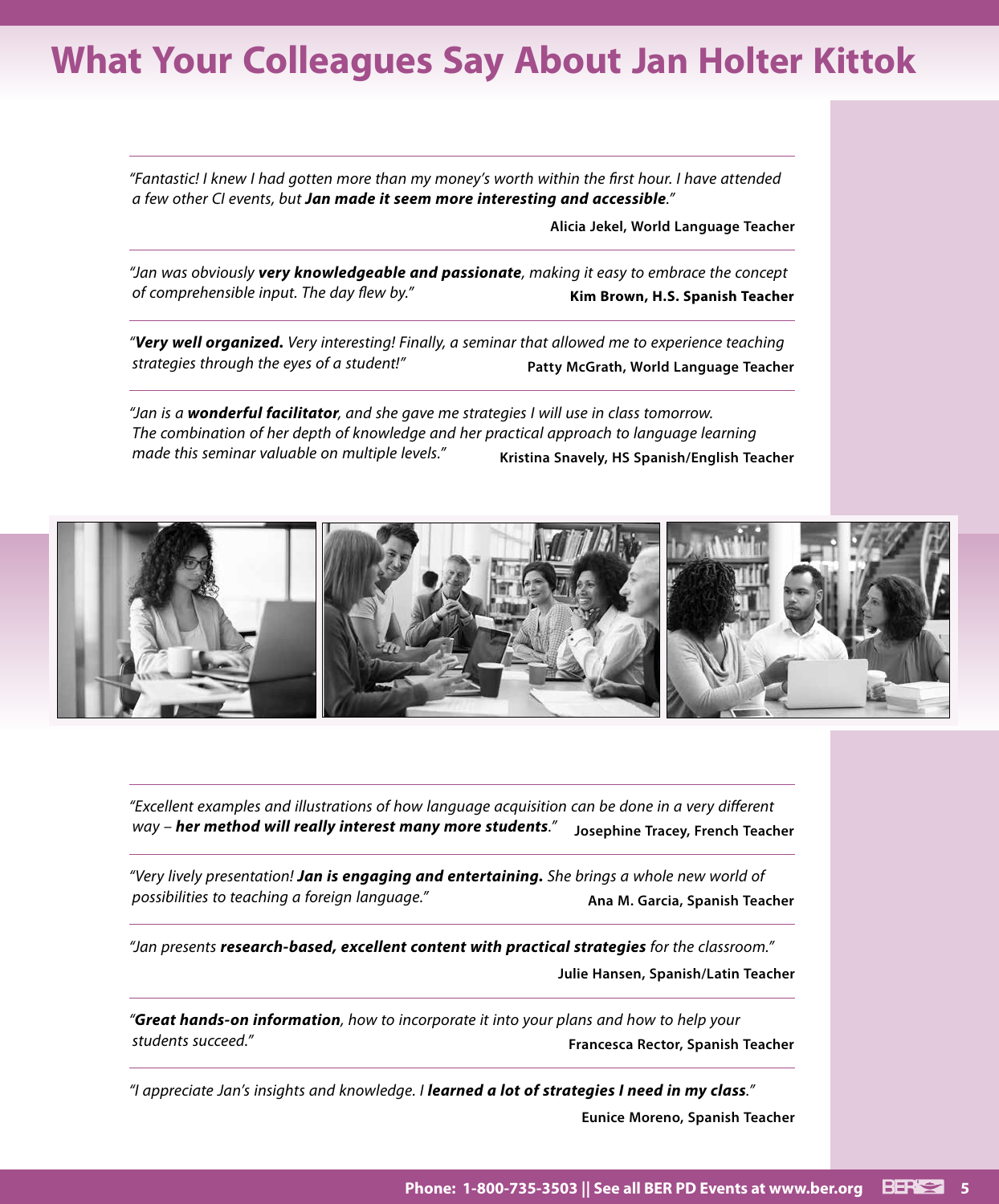# What Your Colleagues Say About Jan Holter Kittok

*"Fantastic! I knew I had gotten more than my money's worth within the first hour. I have attended a few other CI events, but **Jan made it seem more interesting and accessible**."*

**Alicia Jekel, World Language Teacher**

---

*"Jan was obviously **very knowledgeable and passionate**, making it easy to embrace the concept of comprehensible input. The day flew by."*

**Kim Brown, H.S. Spanish Teacher**

---

*"**Very well organized.** Very interesting! Finally, a seminar that allowed me to experience teaching strategies through the eyes of a student!"*

**Patty McGrath, World Language Teacher**

---

*"Jan is a **wonderful facilitator**, and she gave me strategies I will use in class tomorrow. The combination of her depth of knowledge and her practical approach to language learning made this seminar valuable on multiple levels."*

**Kristina Snavely, HS Spanish/English Teacher**

---

*"Excellent examples and illustrations of how language acquisition can be done in a very different way – **her method will really interest many more students**."*

**Josephine Tracey, French Teacher**

---

*"Very lively presentation! **Jan is engaging and entertaining.** She brings a whole new world of possibilities to teaching a foreign language."*

**Ana M. Garcia, Spanish Teacher**

---

*"Jan presents **research-based, excellent content with practical strategies** for the classroom."*

**Julie Hansen, Spanish/Latin Teacher**

---

*"**Great hands-on information**, how to incorporate it into your plans and how to help your students succeed."*

**Francesca Rector, Spanish Teacher**

---

*"I appreciate Jan's insights and knowledge. I **learned a lot of strategies I need in my class**."*

**Eunice Moreno, Spanish Teacher**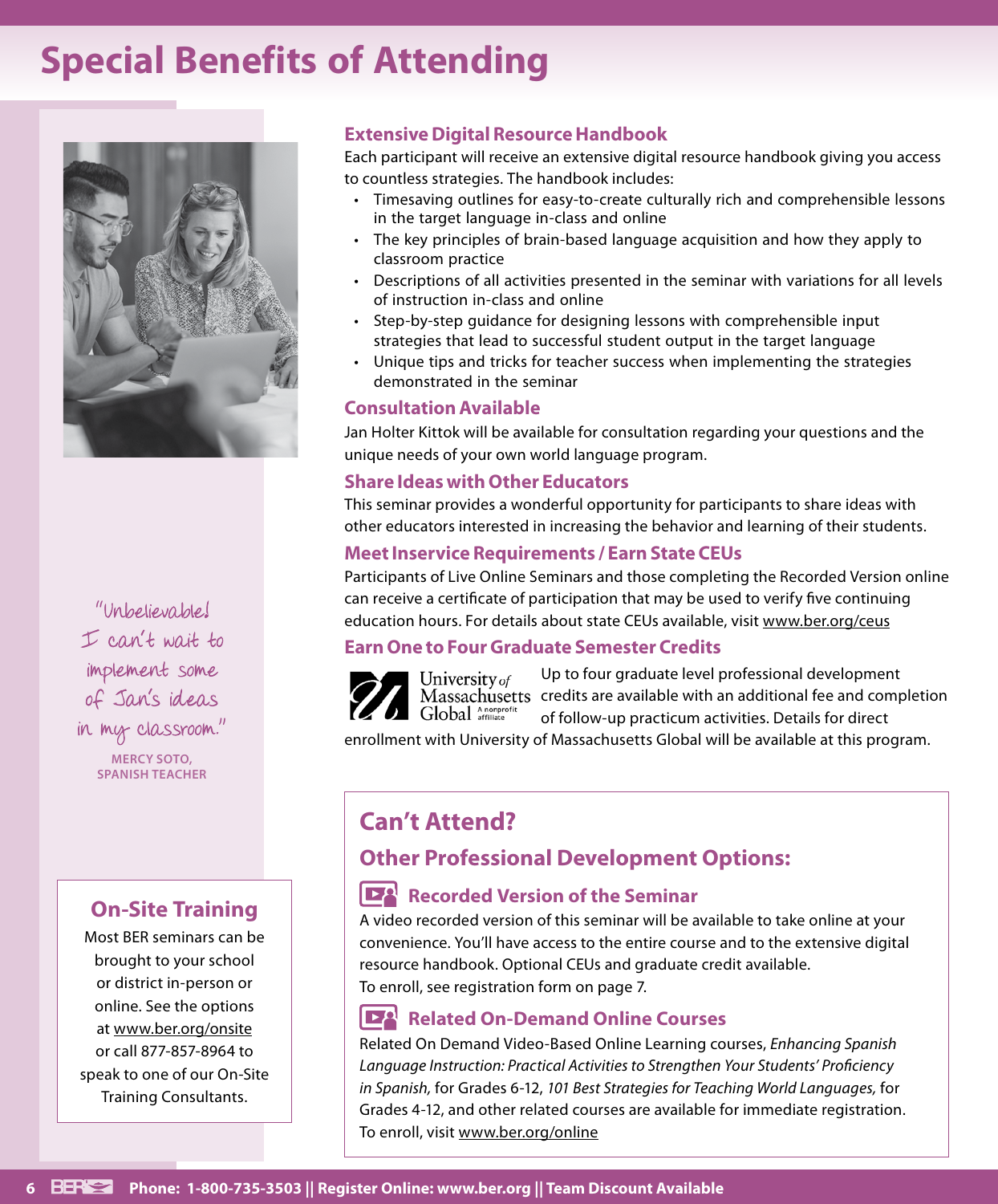# Special Benefits of Attending

"Unbelievable! I can't wait to implement some of Jan's ideas in my classroom."

**MERCY SOTO, SPANISH TEACHER**

## On-Site Training

Most BER seminars can be brought to your school or district in-person or online. See the options at www.ber.org/onsite or call 877-857-8964 to speak to one of our On-Site Training Consultants.

### Extensive Digital Resource Handbook

Each participant will receive an extensive digital resource handbook giving you access to countless strategies. The handbook includes:

- Timesaving outlines for easy-to-create culturally rich and comprehensible lessons in the target language in-class and online
- The key principles of brain-based language acquisition and how they apply to classroom practice
- Descriptions of all activities presented in the seminar with variations for all levels of instruction in-class and online
- Step-by-step guidance for designing lessons with comprehensible input strategies that lead to successful student output in the target language
- Unique tips and tricks for teacher success when implementing the strategies demonstrated in the seminar

### Consultation Available

Jan Holter Kittok will be available for consultation regarding your questions and the unique needs of your own world language program.

### Share Ideas with Other Educators

This seminar provides a wonderful opportunity for participants to share ideas with other educators interested in increasing the behavior and learning of their students.

### Meet Inservice Requirements / Earn State CEUs

Participants of Live Online Seminars and those completing the Recorded Version online can receive a certificate of participation that may be used to verify five continuing education hours. For details about state CEUs available, visit www.ber.org/ceus

### Earn One to Four Graduate Semester Credits

University of Massachusetts Global A nonprofit affiliate

Up to four graduate level professional development credits are available with an additional fee and completion of follow-up practicum activities. Details for direct enrollment with University of Massachusetts Global will be available at this program.

## Can't Attend?

### Other Professional Development Options:

#### Recorded Version of the Seminar

A video recorded version of this seminar will be available to take online at your convenience. You'll have access to the entire course and to the extensive digital resource handbook. Optional CEUs and graduate credit available.
To enroll, see registration form on page 7.

#### Related On-Demand Online Courses

Related On Demand Video-Based Online Learning courses, *Enhancing Spanish Language Instruction: Practical Activities to Strengthen Your Students' Proficiency in Spanish,* for Grades 6-12, *101 Best Strategies for Teaching World Languages,* for Grades 4-12, and other related courses are available for immediate registration.
To enroll, visit www.ber.org/online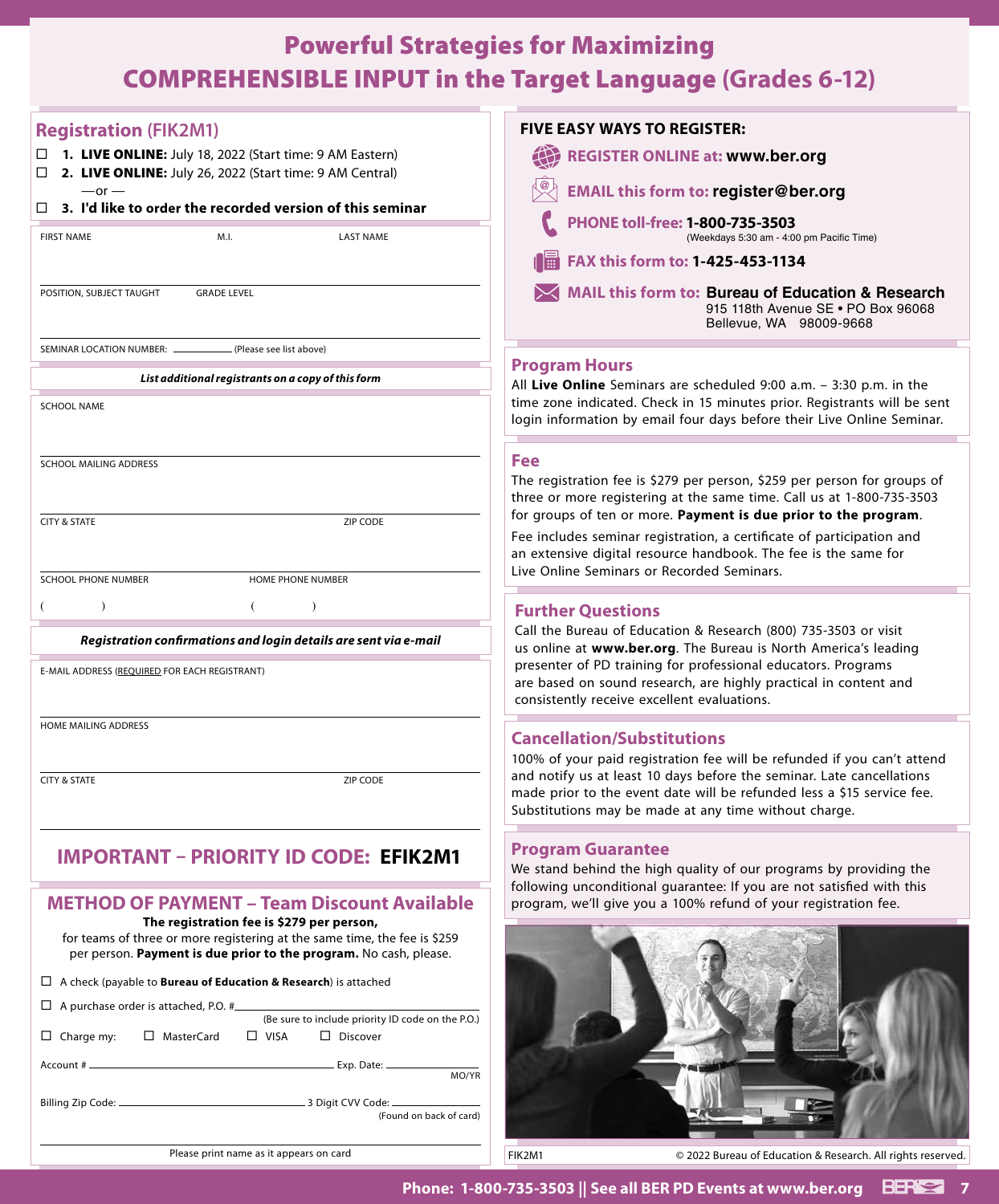# Powerful Strategies for Maximizing COMPREHENSIBLE INPUT in the Target Language (Grades 6-12)

## Registration (FIK2M1)

☐ **1. LIVE ONLINE:** July 18, 2022 (Start time: 9 AM Eastern)

☐ **2. LIVE ONLINE:** July 26, 2022 (Start time: 9 AM Central)

—or —

☐ **3. I'd like to order the recorded version of this seminar**

FIRST NAME | M.I. | LAST NAME

POSITION, SUBJECT TAUGHT | GRADE LEVEL

SEMINAR LOCATION NUMBER: __________ (Please see list above)

***List additional registrants on a copy of this form***

SCHOOL NAME

SCHOOL MAILING ADDRESS

CITY & STATE | ZIP CODE

SCHOOL PHONE NUMBER ( ) | HOME PHONE NUMBER ( )

***Registration confirmations and login details are sent via e-mail***

E-MAIL ADDRESS (REQUIRED FOR EACH REGISTRANT)

HOME MAILING ADDRESS

CITY & STATE | ZIP CODE

## IMPORTANT – PRIORITY ID CODE: EFIK2M1

## METHOD OF PAYMENT – Team Discount Available

**The registration fee is $279 per person,** for teams of three or more registering at the same time, the fee is $259 per person. **Payment is due prior to the program.** No cash, please.

☐ A check (payable to **Bureau of Education & Research**) is attached

☐ A purchase order is attached, P.O. # __________ (Be sure to include priority ID code on the P.O.)

☐ Charge my: ☐ MasterCard ☐ VISA ☐ Discover

Account # __________ Exp. Date: __________ MO/YR

Billing Zip Code: __________ 3 Digit CVV Code: __________ (Found on back of card)

Please print name as it appears on card

## FIVE EASY WAYS TO REGISTER:

- **REGISTER ONLINE at: www.ber.org**
- **EMAIL this form to: register@ber.org**
- **PHONE toll-free: 1-800-735-3503** (Weekdays 5:30 am - 4:00 pm Pacific Time)
- **FAX this form to: 1-425-453-1134**
- **MAIL this form to: Bureau of Education & Research** 915 118th Avenue SE • PO Box 96068 Bellevue, WA 98009-9668

## Program Hours

All **Live Online** Seminars are scheduled 9:00 a.m. – 3:30 p.m. in the time zone indicated. Check in 15 minutes prior. Registrants will be sent login information by email four days before their Live Online Seminar.

## Fee

The registration fee is $279 per person, $259 per person for groups of three or more registering at the same time. Call us at 1-800-735-3503 for groups of ten or more. **Payment is due prior to the program**.

Fee includes seminar registration, a certificate of participation and an extensive digital resource handbook. The fee is the same for Live Online Seminars or Recorded Seminars.

## Further Questions

Call the Bureau of Education & Research (800) 735-3503 or visit us online at **www.ber.org**. The Bureau is North America's leading presenter of PD training for professional educators. Programs are based on sound research, are highly practical in content and consistently receive excellent evaluations.

## Cancellation/Substitutions

100% of your paid registration fee will be refunded if you can't attend and notify us at least 10 days before the seminar. Late cancellations made prior to the event date will be refunded less a $15 service fee. Substitutions may be made at any time without charge.

## Program Guarantee

We stand behind the high quality of our programs by providing the following unconditional guarantee: If you are not satisfied with this program, we'll give you a 100% refund of your registration fee.

FIK2M1 © 2022 Bureau of Education & Research. All rights reserved.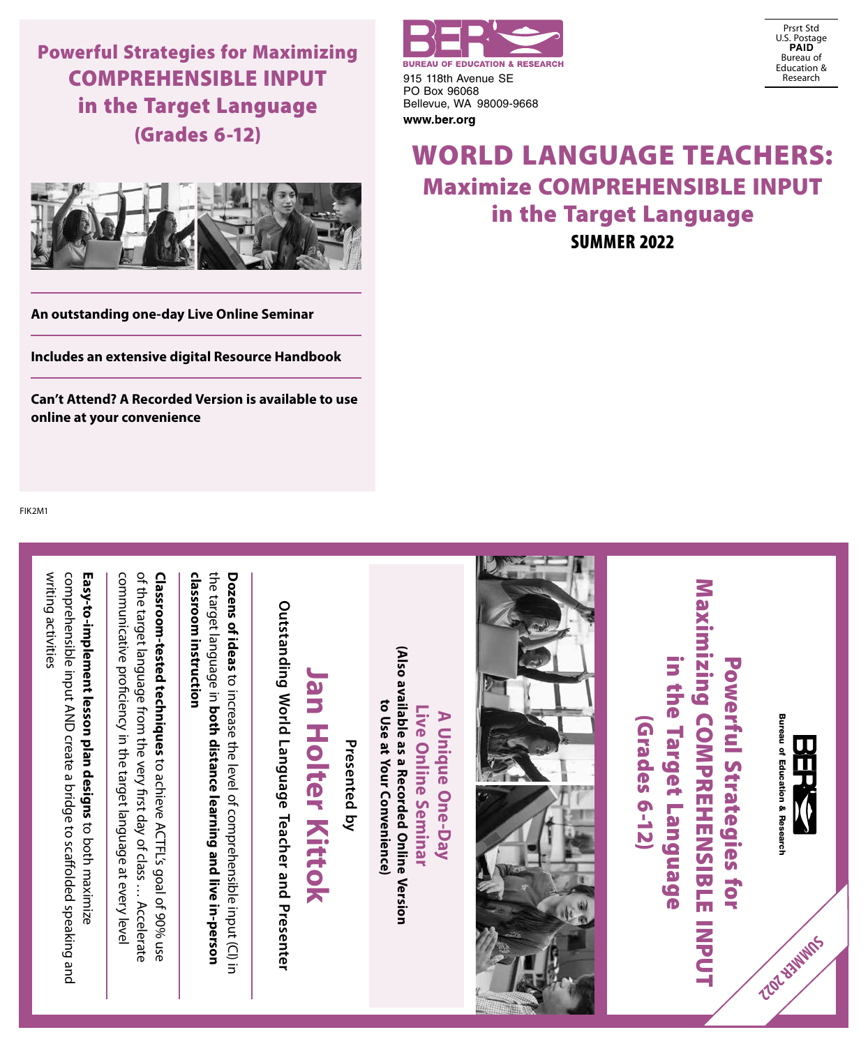## Powerful Strategies for Maximizing COMPREHENSIBLE INPUT in the Target Language (Grades 6-12)

**An outstanding one-day Live Online Seminar**

**Includes an extensive digital Resource Handbook**

**Can't Attend? A Recorded Version is available to use online at your convenience**

FIK2M1

BER BUREAU OF EDUCATION & RESEARCH
915 118th Avenue SE
PO Box 96068
Bellevue, WA 98009-9668
**www.ber.org**

Prsrt Std
U.S. Postage
**PAID**
Bureau of Education & Research

# WORLD LANGUAGE TEACHERS:
## Maximize COMPREHENSIBLE INPUT in the Target Language
### SUMMER 2022

Bureau of Education & Research

## Powerful Strategies for Maximizing COMPREHENSIBLE INPUT in the Target Language (Grades 6-12)

SUMMER 2022

**A Unique One-Day Live Online Seminar**
**(Also available as a Recorded Online Version to Use at Your Convenience)**

Presented by
## Jan Holter Kittok
**Outstanding World Language Teacher and Presenter**

**Dozens of ideas** to increase the level of comprehensible input (CI) in the target language in **both distance learning and live in-person classroom instruction**

**Classroom-tested techniques** to achieve ACTFL's goal of 90% use of the target language from the very first day of class … Accelerate communicative proficiency in the target language at every level

**Easy-to-implement lesson plan designs** to both maximize comprehensible input AND create a bridge to scaffolded speaking and writing activities